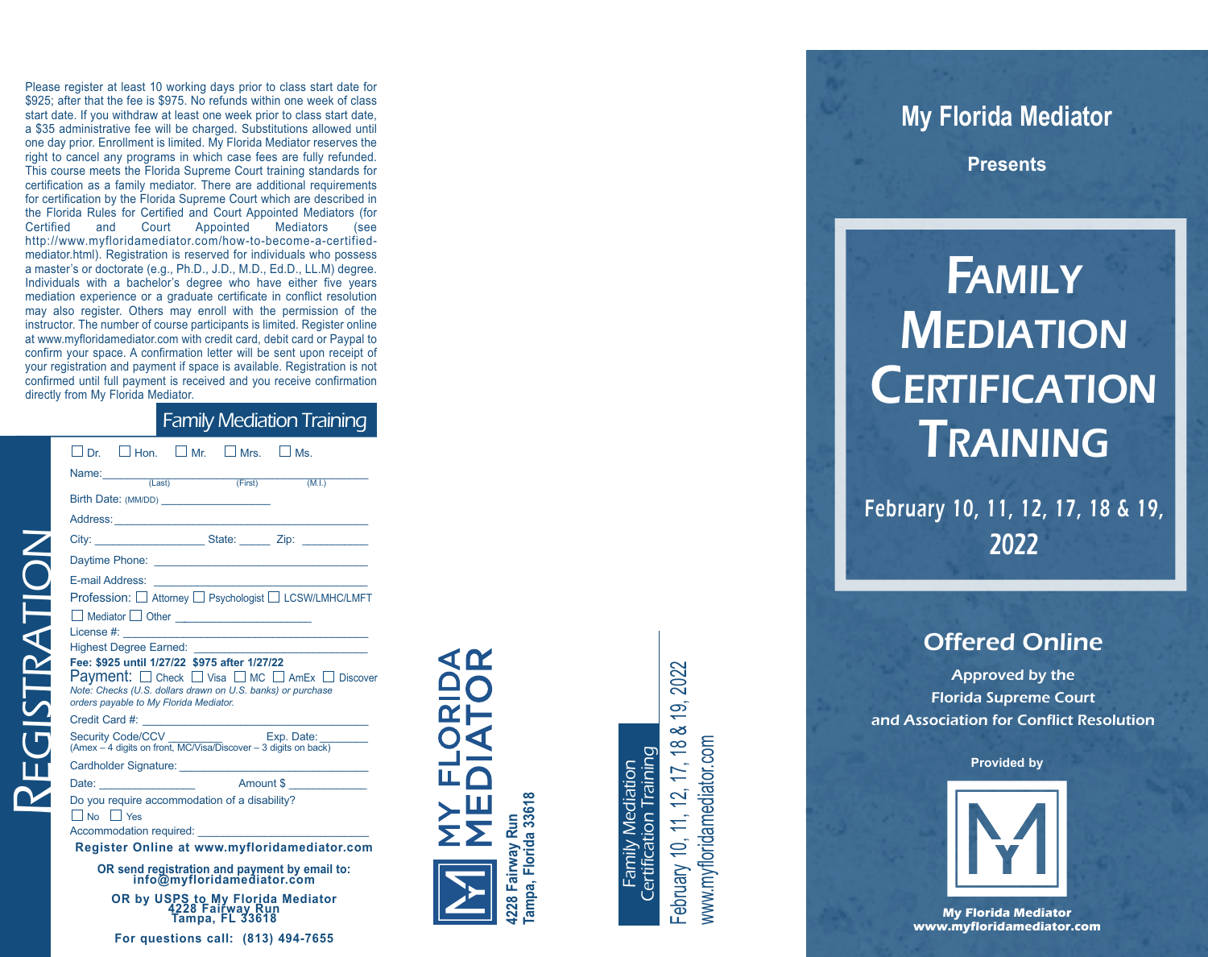Please register at least 10 working days prior to class start date for $925; after that the fee is $975. No refunds within one week of class start date. If you withdraw at least one week prior to class start date, a $35 administrative fee will be charged. Substitutions allowed until one day prior. Enrollment is limited. My Florida Mediator reserves the right to cancel any programs in which case fees are fully refunded. This course meets the Florida Supreme Court training standards for certification as a family mediator. There are additional requirements for certification by the Florida Supreme Court which are described in the Florida Rules for Certified and Court Appointed Mediators (for Certified and Court Appointed Mediators (see http://www.myfloridamediator.com/how-to-become-a-certified-mediator.html). Registration is reserved for individuals who possess a master's or doctorate (e.g., Ph.D., J.D., M.D., Ed.D., LL.M) degree. Individuals with a bachelor's degree who have either five years mediation experience or a graduate certificate in conflict resolution may also register. Others may enroll with the permission of the instructor. The number of course participants is limited. Register online at www.myfloridamediator.com with credit card, debit card or Paypal to confirm your space. A confirmation letter will be sent upon receipt of your registration and payment if space is available. Registration is not confirmed until full payment is received and you receive confirmation directly from My Florida Mediator.

# REGISTRATION

## Family Mediation Training

☐ Dr. ☐ Hon. ☐ Mr. ☐ Mrs. ☐ Ms.

Name: ____________________________________
(Last) (First) (M.I.)

Birth Date: (MM/DD) _________________

Address: ____________________________________

City: _________________ State: _____ Zip: __________

Daytime Phone: ________________________________

E-mail Address: ________________________________

Profession: ☐ Attorney ☐ Psychologist ☐ LCSW/LMHC/LMFT

☐ Mediator ☐ Other _____________________

License #: ____________________________________

Highest Degree Earned: __________________________

**Fee: $925 until 1/27/22 $975 after 1/27/22**

Payment: ☐ Check ☐ Visa ☐ MC ☐ AmEx ☐ Discover

*Note: Checks (U.S. dollars drawn on U.S. banks) or purchase orders payable to My Florida Mediator.*

Credit Card #: ________________________________

Security Code/CCV ________ Exp. Date: _______
(Amex – 4 digits on front, MC/Visa/Discover – 3 digits on back)

Cardholder Signature: ___________________________

Date: _______________ Amount $ ____________

Do you require accommodation of a disability?

☐ No ☐ Yes

Accommodation required: ________________________

**Register Online at www.myfloridamediator.com**

**OR send registration and payment by email to: info@myfloridamediator.com**

**OR by USPS to My Florida Mediator
4228 Fairway Run
Tampa, FL 33618**

**For questions call: (813) 494-7655**

---

**MY FLORIDA MEDIATOR**

**4228 Fairway Run
Tampa, Florida 33618**

---

Family Mediation Certification Training

February 10, 11, 12, 17, 18 & 19, 2022

www.myfloridamediator.com

---

## My Florida Mediator

**Presents**

# Family Mediation Certification Training

## February 10, 11, 12, 17, 18 & 19, 2022

## Offered Online

Approved by the
Florida Supreme Court
and Association for Conflict Resolution

**Provided by**

**My Florida Mediator
www.myfloridamediator.com**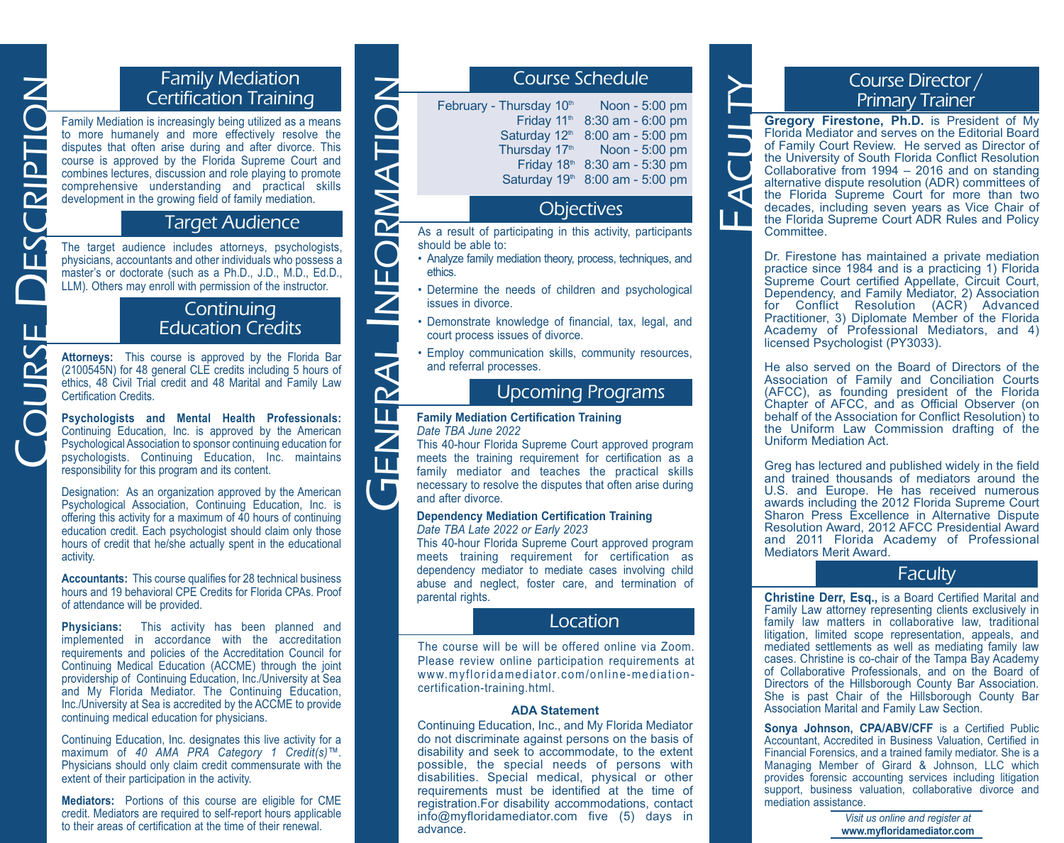# Course Description

## Family Mediation Certification Training

Family Mediation is increasingly being utilized as a means to more humanely and more effectively resolve the disputes that often arise during and after divorce. This course is approved by the Florida Supreme Court and combines lectures, discussion and role playing to promote comprehensive understanding and practical skills development in the growing field of family mediation.

## Target Audience

The target audience includes attorneys, psychologists, physicians, accountants and other individuals who possess a master's or doctorate (such as a Ph.D., J.D., M.D., Ed.D., LLM). Others may enroll with permission of the instructor.

## Continuing Education Credits

**Attorneys:** This course is approved by the Florida Bar (2100545N) for 48 general CLE credits including 5 hours of ethics, 48 Civil Trial credit and 48 Marital and Family Law Certification Credits.

**Psychologists and Mental Health Professionals:** Continuing Education, Inc. is approved by the American Psychological Association to sponsor continuing education for psychologists. Continuing Education, Inc. maintains responsibility for this program and its content.

Designation: As an organization approved by the American Psychological Association, Continuing Education, Inc. is offering this activity for a maximum of 40 hours of continuing education credit. Each psychologist should claim only those hours of credit that he/she actually spent in the educational activity.

**Accountants:** This course qualifies for 28 technical business hours and 19 behavioral CPE Credits for Florida CPAs. Proof of attendance will be provided.

**Physicians:** This activity has been planned and implemented in accordance with the accreditation requirements and policies of the Accreditation Council for Continuing Medical Education (ACCME) through the joint providership of Continuing Education, Inc./University at Sea and My Florida Mediator. The Continuing Education, Inc./University at Sea is accredited by the ACCME to provide continuing medical education for physicians.

Continuing Education, Inc. designates this live activity for a maximum of *40 AMA PRA Category 1 Credit(s)™*. Physicians should only claim credit commensurate with the extent of their participation in the activity.

**Mediators:** Portions of this course are eligible for CME credit. Mediators are required to self-report hours applicable to their areas of certification at the time of their renewal.

# General Information

## Course Schedule

| | |
|---|---|
| February - Thursday 10th | Noon - 5:00 pm |
| Friday 11th | 8:30 am - 6:00 pm |
| Saturday 12th | 8:00 am - 5:00 pm |
| Thursday 17th | Noon - 5:00 pm |
| Friday 18th | 8:30 am - 5:30 pm |
| Saturday 19th | 8:00 am - 5:00 pm |

## Objectives

As a result of participating in this activity, participants should be able to:

- Analyze family mediation theory, process, techniques, and ethics.
- Determine the needs of children and psychological issues in divorce.
- Demonstrate knowledge of financial, tax, legal, and court process issues of divorce.
- Employ communication skills, community resources, and referral processes.

## Upcoming Programs

**Family Mediation Certification Training**
*Date TBA June 2022*
This 40-hour Florida Supreme Court approved program meets the training requirement for certification as a family mediator and teaches the practical skills necessary to resolve the disputes that often arise during and after divorce.

**Dependency Mediation Certification Training**
*Date TBA Late 2022 or Early 2023*
This 40-hour Florida Supreme Court approved program meets training requirement for certification as dependency mediator to mediate cases involving child abuse and neglect, foster care, and termination of parental rights.

## Location

The course will be will be offered online via Zoom. Please review online participation requirements at www.myfloridamediator.com/online-mediation-certification-training.html.

**ADA Statement**

Continuing Education, Inc., and My Florida Mediator do not discriminate against persons on the basis of disability and seek to accommodate, to the extent possible, the special needs of persons with disabilities. Special medical, physical or other requirements must be identified at the time of registration.For disability accommodations, contact info@myfloridamediator.com five (5) days in advance.

# Faculty

## Course Director / Primary Trainer

**Gregory Firestone, Ph.D.** is President of My Florida Mediator and serves on the Editorial Board of Family Court Review. He served as Director of the University of South Florida Conflict Resolution Collaborative from 1994 – 2016 and on standing alternative dispute resolution (ADR) committees of the Florida Supreme Court for more than two decades, including seven years as Vice Chair of the Florida Supreme Court ADR Rules and Policy Committee.

Dr. Firestone has maintained a private mediation practice since 1984 and is a practicing 1) Florida Supreme Court certified Appellate, Circuit Court, Dependency, and Family Mediator, 2) Association for Conflict Resolution (ACR) Advanced Practitioner, 3) Diplomate Member of the Florida Academy of Professional Mediators, and 4) licensed Psychologist (PY3033).

He also served on the Board of Directors of the Association of Family and Conciliation Courts (AFCC), as founding president of the Florida Chapter of AFCC, and as Official Observer (on behalf of the Association for Conflict Resolution) to the Uniform Law Commission drafting of the Uniform Mediation Act.

Greg has lectured and published widely in the field and trained thousands of mediators around the U.S. and Europe. He has received numerous awards including the 2012 Florida Supreme Court Sharon Press Excellence in Alternative Dispute Resolution Award, 2012 AFCC Presidential Award and 2011 Florida Academy of Professional Mediators Merit Award.

## Faculty

**Christine Derr, Esq.,** is a Board Certified Marital and Family Law attorney representing clients exclusively in family law matters in collaborative law, traditional litigation, limited scope representation, appeals, and mediated settlements as well as mediating family law cases. Christine is co-chair of the Tampa Bay Academy of Collaborative Professionals, and on the Board of Directors of the Hillsborough County Bar Association. She is past Chair of the Hillsborough County Bar Association Marital and Family Law Section.

**Sonya Johnson, CPA/ABV/CFF** is a Certified Public Accountant, Accredited in Business Valuation, Certified in Financial Forensics, and a trained family mediator. She is a Managing Member of Girard & Johnson, LLC which provides forensic accounting services including litigation support, business valuation, collaborative divorce and mediation assistance.

*Visit us online and register at*
**www.myfloridamediator.com**